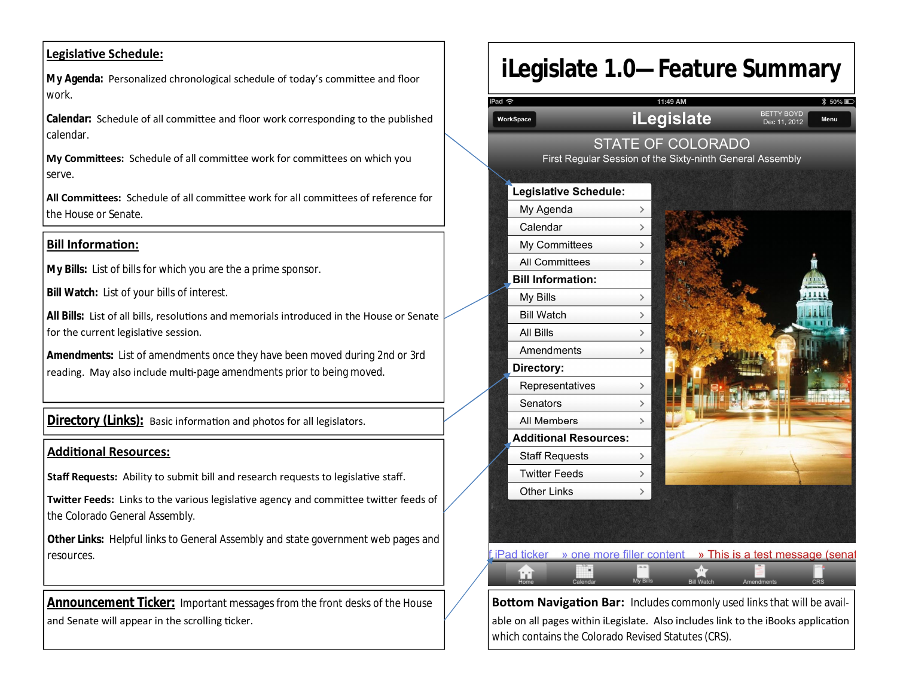# iLegislate 1.0— Feature Summary

## Legislative Schedule:

**My Agenda:** Personalized chronological schedule of today's committee and floor work.

**Calendar:** Schedule of all committee and floor work corresponding to the published calendar.

**My Committees:** Schedule of all committee work for committees on which you serve.

**All Committees:** Schedule of all committee work for all committees of reference for the House or Senate.

## Bill Information:

**My Bills:** List of bills for which you are the a prime sponsor.

**Bill Watch:** List of your bills of interest.

**All Bills:** List of all bills, resolutions and memorials introduced in the House or Senate for the current legislative session.

**Amendments:** List of amendments once they have been moved during 2nd or 3rd reading. May also include multi-page amendments prior to being moved.

## Directory (Links):

Basic information and photos for all legislators.

## Additional Resources:

**Staff Requests:** Ability to submit bill and research requests to legislative staff.

**Twitter Feeds:** Links to the various legislative agency and committee twitter feeds of the Colorado General Assembly.

**Other Links:** Helpful links to General Assembly and state government web pages and resources.

## Announcement Ticker:

Important messages from the front desks of the House and Senate will appear in the scrolling ticker.

iPad 11:49 AM 50%

WorkSpace **iLegislate** BETTY BOYD Dec 11, 2012 Menu

STATE OF COLORADO

First Regular Session of the Sixty-ninth General Assembly

**Legislative Schedule:**
- My Agenda
- Calendar
- My Committees
- All Committees

**Bill Information:**
- My Bills
- Bill Watch
- All Bills
- Amendments

**Directory:**
- Representatives
- Senators
- All Members

**Additional Resources:**
- Staff Requests
- Twitter Feeds
- Other Links

f iPad ticker » one more filler content » This is a test message (senat

Home | Calendar | My Bills | Bill Watch | Amendments | CRS

## Bottom Navigation Bar:

Includes commonly used links that will be available on all pages within iLegislate. Also includes link to the iBooks application which contains the Colorado Revised Statutes (CRS).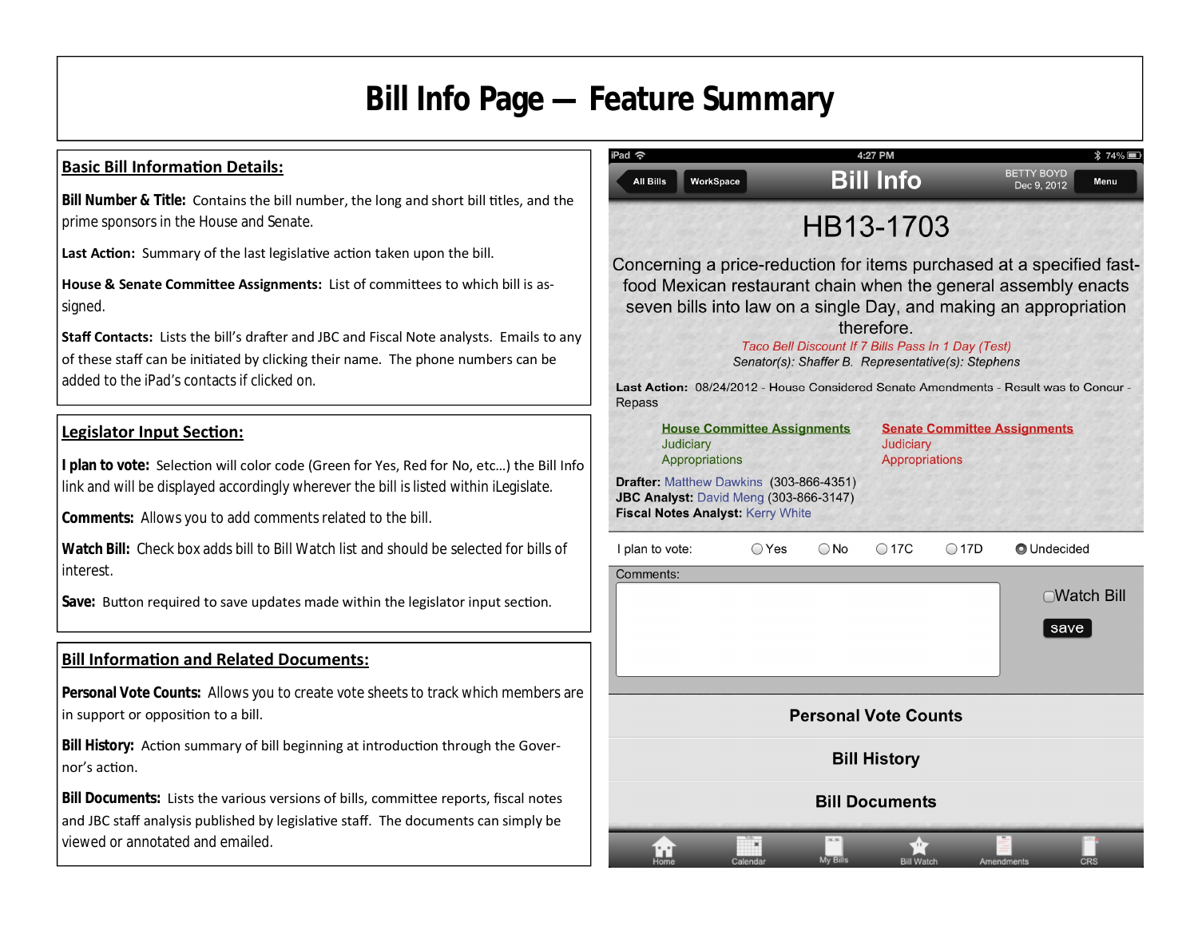# Bill Info Page — Feature Summary

## Basic Bill Information Details:

**Bill Number & Title:** Contains the bill number, the long and short bill titles, and the prime sponsors in the House and Senate.

**Last Action:** Summary of the last legislative action taken upon the bill.

**House & Senate Committee Assignments:** List of committees to which bill is assigned.

**Staff Contacts:** Lists the bill's drafter and JBC and Fiscal Note analysts. Emails to any of these staff can be initiated by clicking their name. The phone numbers can be added to the iPad's contacts if clicked on.

## Legislator Input Section:

**I plan to vote:** Selection will color code (Green for Yes, Red for No, etc…) the Bill Info link and will be displayed accordingly wherever the bill is listed within iLegislate.

**Comments:** Allows you to add comments related to the bill.

**Watch Bill:** Check box adds bill to Bill Watch list and should be selected for bills of interest.

**Save:** Button required to save updates made within the legislator input section.

## Bill Information and Related Documents:

**Personal Vote Counts:** Allows you to create vote sheets to track which members are in support or opposition to a bill.

**Bill History:** Action summary of bill beginning at introduction through the Governor's action.

**Bill Documents:** Lists the various versions of bills, committee reports, fiscal notes and JBC staff analysis published by legislative staff. The documents can simply be viewed or annotated and emailed.

---

iPad 4:27 PM 74%

All Bills | WorkSpace | **Bill Info** | BETTY BOYD Dec 9, 2012 | Menu

# HB13-1703

Concerning a price-reduction for items purchased at a specified fast-food Mexican restaurant chain when the general assembly enacts seven bills into law on a single Day, and making an appropriation therefore.

*Taco Bell Discount If 7 Bills Pass In 1 Day (Test)*

*Senator(s): Shaffer B. Representative(s): Stephens*

**Last Action:** 08/24/2012 - House Considered Senate Amendments - Result was to Concur - Repass

**House Committee Assignments**
Judiciary
Appropriations

**Senate Committee Assignments**
Judiciary
Appropriations

**Drafter:** Matthew Dawkins (303-866-4351)
**JBC Analyst:** David Meng (303-866-3147)
**Fiscal Notes Analyst:** Kerry White

I plan to vote: ○ Yes ○ No ○ 17C ○ 17D ◉ Undecided

Comments:

☐ Watch Bill

save

**Personal Vote Counts**

**Bill History**

**Bill Documents**

Home | Calendar | My Bills | Bill Watch | Amendments | CRS